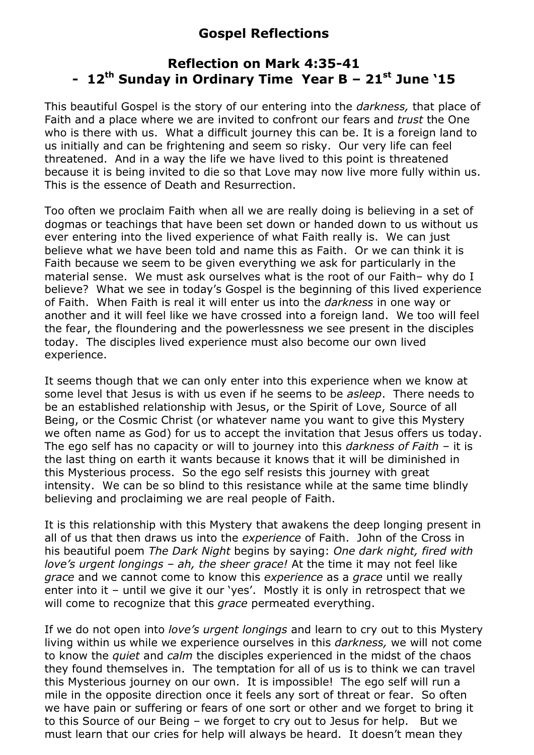# Gospel Reflections

## Reflection on Mark 4:35-41 - 12th Sunday in Ordinary Time Year B – 21st June '15

This beautiful Gospel is the story of our entering into the *darkness,* that place of Faith and a place where we are invited to confront our fears and *trust* the One who is there with us. What a difficult journey this can be. It is a foreign land to us initially and can be frightening and seem so risky. Our very life can feel threatened. And in a way the life we have lived to this point is threatened because it is being invited to die so that Love may now live more fully within us. This is the essence of Death and Resurrection.

Too often we proclaim Faith when all we are really doing is believing in a set of dogmas or teachings that have been set down or handed down to us without us ever entering into the lived experience of what Faith really is. We can just believe what we have been told and name this as Faith. Or we can think it is Faith because we seem to be given everything we ask for particularly in the material sense. We must ask ourselves what is the root of our Faith– why do I believe? What we see in today's Gospel is the beginning of this lived experience of Faith. When Faith is real it will enter us into the *darkness* in one way or another and it will feel like we have crossed into a foreign land. We too will feel the fear, the floundering and the powerlessness we see present in the disciples today. The disciples lived experience must also become our own lived experience.

It seems though that we can only enter into this experience when we know at some level that Jesus is with us even if he seems to be *asleep*. There needs to be an established relationship with Jesus, or the Spirit of Love, Source of all Being, or the Cosmic Christ (or whatever name you want to give this Mystery we often name as God) for us to accept the invitation that Jesus offers us today. The ego self has no capacity or will to journey into this *darkness of Faith* – it is the last thing on earth it wants because it knows that it will be diminished in this Mysterious process. So the ego self resists this journey with great intensity. We can be so blind to this resistance while at the same time blindly believing and proclaiming we are real people of Faith.

It is this relationship with this Mystery that awakens the deep longing present in all of us that then draws us into the *experience* of Faith. John of the Cross in his beautiful poem *The Dark Night* begins by saying: *One dark night, fired with love's urgent longings – ah, the sheer grace!* At the time it may not feel like *grace* and we cannot come to know this *experience* as a *grace* until we really enter into it – until we give it our 'yes'. Mostly it is only in retrospect that we will come to recognize that this *grace* permeated everything.

If we do not open into *love's urgent longings* and learn to cry out to this Mystery living within us while we experience ourselves in this *darkness,* we will not come to know the *quiet* and *calm* the disciples experienced in the midst of the chaos they found themselves in. The temptation for all of us is to think we can travel this Mysterious journey on our own. It is impossible! The ego self will run a mile in the opposite direction once it feels any sort of threat or fear. So often we have pain or suffering or fears of one sort or other and we forget to bring it to this Source of our Being – we forget to cry out to Jesus for help. But we must learn that our cries for help will always be heard. It doesn't mean they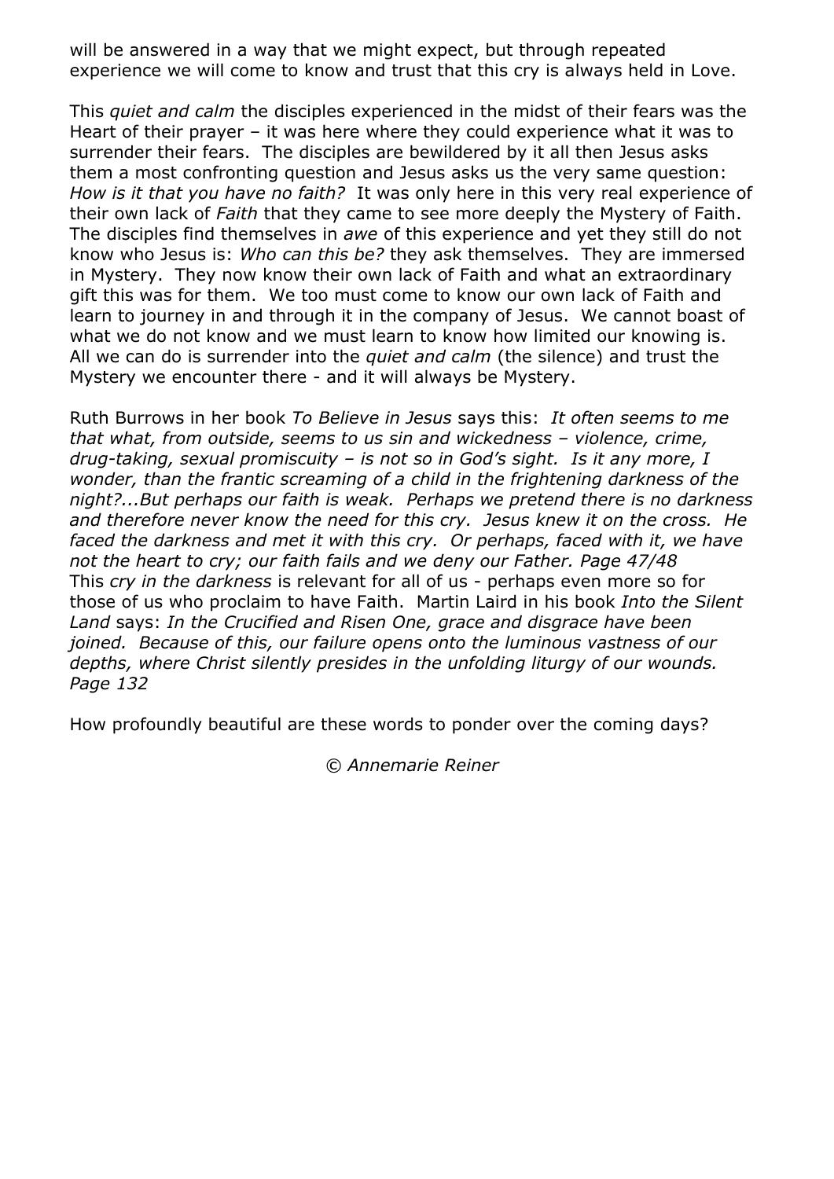will be answered in a way that we might expect, but through repeated experience we will come to know and trust that this cry is always held in Love.

This *quiet and calm* the disciples experienced in the midst of their fears was the Heart of their prayer – it was here where they could experience what it was to surrender their fears. The disciples are bewildered by it all then Jesus asks them a most confronting question and Jesus asks us the very same question: *How is it that you have no faith?* It was only here in this very real experience of their own lack of *Faith* that they came to see more deeply the Mystery of Faith. The disciples find themselves in *awe* of this experience and yet they still do not know who Jesus is: *Who can this be?* they ask themselves. They are immersed in Mystery. They now know their own lack of Faith and what an extraordinary gift this was for them. We too must come to know our own lack of Faith and learn to journey in and through it in the company of Jesus. We cannot boast of what we do not know and we must learn to know how limited our knowing is. All we can do is surrender into the *quiet and calm* (the silence) and trust the Mystery we encounter there - and it will always be Mystery.

Ruth Burrows in her book *To Believe in Jesus* says this: *It often seems to me that what, from outside, seems to us sin and wickedness – violence, crime, drug-taking, sexual promiscuity – is not so in God's sight. Is it any more, I wonder, than the frantic screaming of a child in the frightening darkness of the night?...But perhaps our faith is weak. Perhaps we pretend there is no darkness and therefore never know the need for this cry. Jesus knew it on the cross. He faced the darkness and met it with this cry. Or perhaps, faced with it, we have not the heart to cry; our faith fails and we deny our Father. Page 47/48*
This *cry in the darkness* is relevant for all of us - perhaps even more so for those of us who proclaim to have Faith. Martin Laird in his book *Into the Silent Land* says: *In the Crucified and Risen One, grace and disgrace have been joined. Because of this, our failure opens onto the luminous vastness of our depths, where Christ silently presides in the unfolding liturgy of our wounds. Page 132*

How profoundly beautiful are these words to ponder over the coming days?

*© Annemarie Reiner*